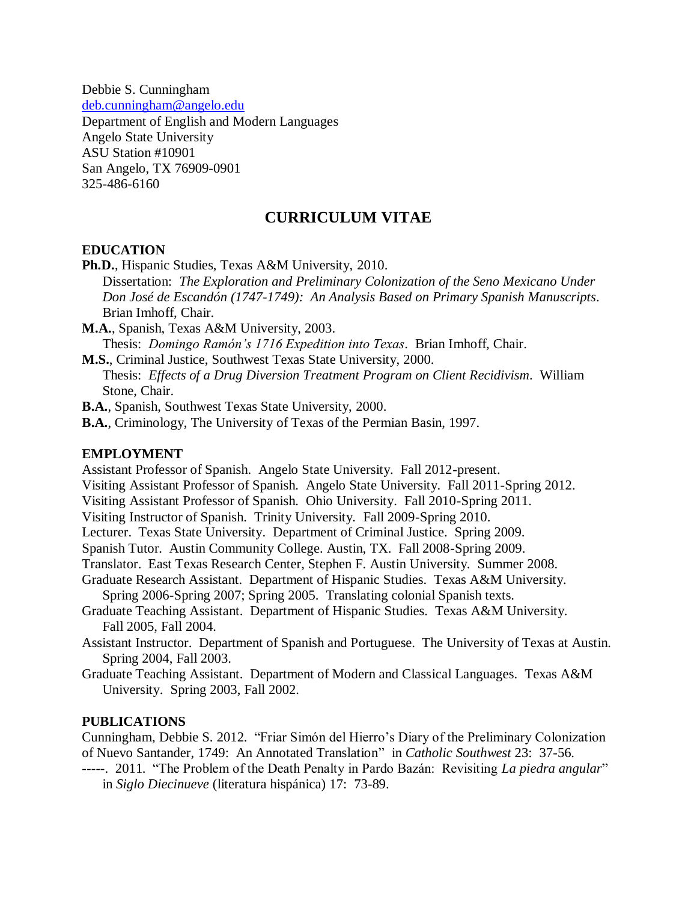Debbie S. Cunningham
deb.cunningham@angelo.edu
Department of English and Modern Languages
Angelo State University
ASU Station #10901
San Angelo, TX 76909-0901
325-486-6160

# CURRICULUM VITAE

## EDUCATION

**Ph.D.**, Hispanic Studies, Texas A&M University, 2010.
Dissertation: *The Exploration and Preliminary Colonization of the Seno Mexicano Under Don José de Escandón (1747-1749): An Analysis Based on Primary Spanish Manuscripts*. Brian Imhoff, Chair.

**M.A.**, Spanish, Texas A&M University, 2003.
Thesis: *Domingo Ramón's 1716 Expedition into Texas*. Brian Imhoff, Chair.

**M.S.**, Criminal Justice, Southwest Texas State University, 2000.
Thesis: *Effects of a Drug Diversion Treatment Program on Client Recidivism*. William Stone, Chair.

**B.A.**, Spanish, Southwest Texas State University, 2000.

**B.A.**, Criminology, The University of Texas of the Permian Basin, 1997.

## EMPLOYMENT

Assistant Professor of Spanish. Angelo State University. Fall 2012-present.

Visiting Assistant Professor of Spanish. Angelo State University. Fall 2011-Spring 2012.

Visiting Assistant Professor of Spanish. Ohio University. Fall 2010-Spring 2011.

Visiting Instructor of Spanish. Trinity University. Fall 2009-Spring 2010.

Lecturer. Texas State University. Department of Criminal Justice. Spring 2009.

Spanish Tutor. Austin Community College. Austin, TX. Fall 2008-Spring 2009.

Translator. East Texas Research Center, Stephen F. Austin University. Summer 2008.

Graduate Research Assistant. Department of Hispanic Studies. Texas A&M University. Spring 2006-Spring 2007; Spring 2005. Translating colonial Spanish texts.

Graduate Teaching Assistant. Department of Hispanic Studies. Texas A&M University. Fall 2005, Fall 2004.

Assistant Instructor. Department of Spanish and Portuguese. The University of Texas at Austin. Spring 2004, Fall 2003.

Graduate Teaching Assistant. Department of Modern and Classical Languages. Texas A&M University. Spring 2003, Fall 2002.

## PUBLICATIONS

Cunningham, Debbie S. 2012. "Friar Simón del Hierro's Diary of the Preliminary Colonization of Nuevo Santander, 1749: An Annotated Translation" in *Catholic Southwest* 23: 37-56.

-----. 2011. "The Problem of the Death Penalty in Pardo Bazán: Revisiting *La piedra angular*" in *Siglo Diecinueve* (literatura hispánica) 17: 73-89.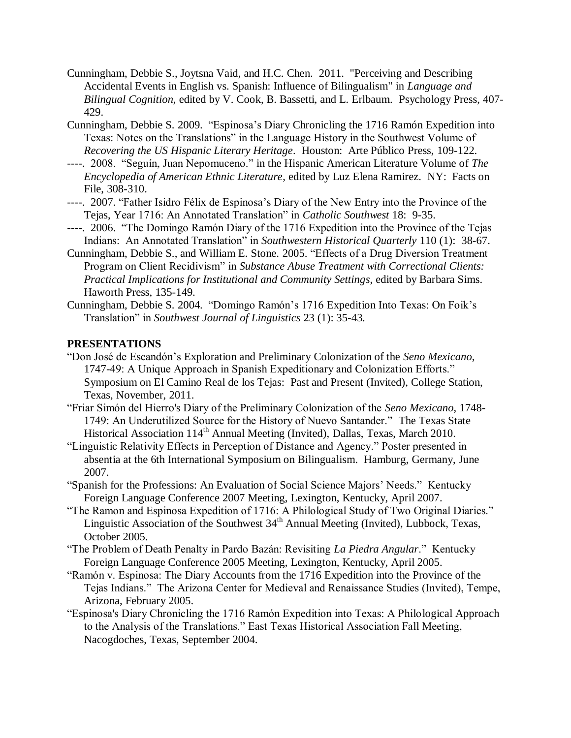Cunningham, Debbie S., Joytsna Vaid, and H.C. Chen. 2011. "Perceiving and Describing Accidental Events in English vs. Spanish: Influence of Bilingualism" in *Language and Bilingual Cognition*, edited by V. Cook, B. Bassetti, and L. Erlbaum. Psychology Press, 407-429.

Cunningham, Debbie S. 2009. "Espinosa's Diary Chronicling the 1716 Ramón Expedition into Texas: Notes on the Translations" in the Language History in the Southwest Volume of *Recovering the US Hispanic Literary Heritage*. Houston: Arte Público Press, 109-122.

----. 2008. "Seguín, Juan Nepomuceno." in the Hispanic American Literature Volume of *The Encyclopedia of American Ethnic Literature*, edited by Luz Elena Ramirez. NY: Facts on File, 308-310.

----. 2007. "Father Isidro Félix de Espinosa's Diary of the New Entry into the Province of the Tejas, Year 1716: An Annotated Translation" in *Catholic Southwest* 18: 9-35.

----. 2006. "The Domingo Ramón Diary of the 1716 Expedition into the Province of the Tejas Indians: An Annotated Translation" in *Southwestern Historical Quarterly* 110 (1): 38-67.

Cunningham, Debbie S., and William E. Stone. 2005. "Effects of a Drug Diversion Treatment Program on Client Recidivism" in *Substance Abuse Treatment with Correctional Clients: Practical Implications for Institutional and Community Settings*, edited by Barbara Sims. Haworth Press, 135-149.

Cunningham, Debbie S. 2004. "Domingo Ramón's 1716 Expedition Into Texas: On Foik's Translation" in *Southwest Journal of Linguistics* 23 (1): 35-43.

**PRESENTATIONS**

"Don José de Escandón's Exploration and Preliminary Colonization of the *Seno Mexicano*, 1747-49: A Unique Approach in Spanish Expeditionary and Colonization Efforts." Symposium on El Camino Real de los Tejas: Past and Present (Invited), College Station, Texas, November, 2011.

"Friar Simón del Hierro's Diary of the Preliminary Colonization of the *Seno Mexicano*, 1748-1749: An Underutilized Source for the History of Nuevo Santander." The Texas State Historical Association 114th Annual Meeting (Invited), Dallas, Texas, March 2010.

"Linguistic Relativity Effects in Perception of Distance and Agency." Poster presented in absentia at the 6th International Symposium on Bilingualism. Hamburg, Germany, June 2007.

"Spanish for the Professions: An Evaluation of Social Science Majors' Needs." Kentucky Foreign Language Conference 2007 Meeting, Lexington, Kentucky, April 2007.

"The Ramon and Espinosa Expedition of 1716: A Philological Study of Two Original Diaries." Linguistic Association of the Southwest 34th Annual Meeting (Invited), Lubbock, Texas, October 2005.

"The Problem of Death Penalty in Pardo Bazán: Revisiting *La Piedra Angular*." Kentucky Foreign Language Conference 2005 Meeting, Lexington, Kentucky, April 2005.

"Ramón v. Espinosa: The Diary Accounts from the 1716 Expedition into the Province of the Tejas Indians." The Arizona Center for Medieval and Renaissance Studies (Invited), Tempe, Arizona, February 2005.

"Espinosa's Diary Chronicling the 1716 Ramón Expedition into Texas: A Philological Approach to the Analysis of the Translations." East Texas Historical Association Fall Meeting, Nacogdoches, Texas, September 2004.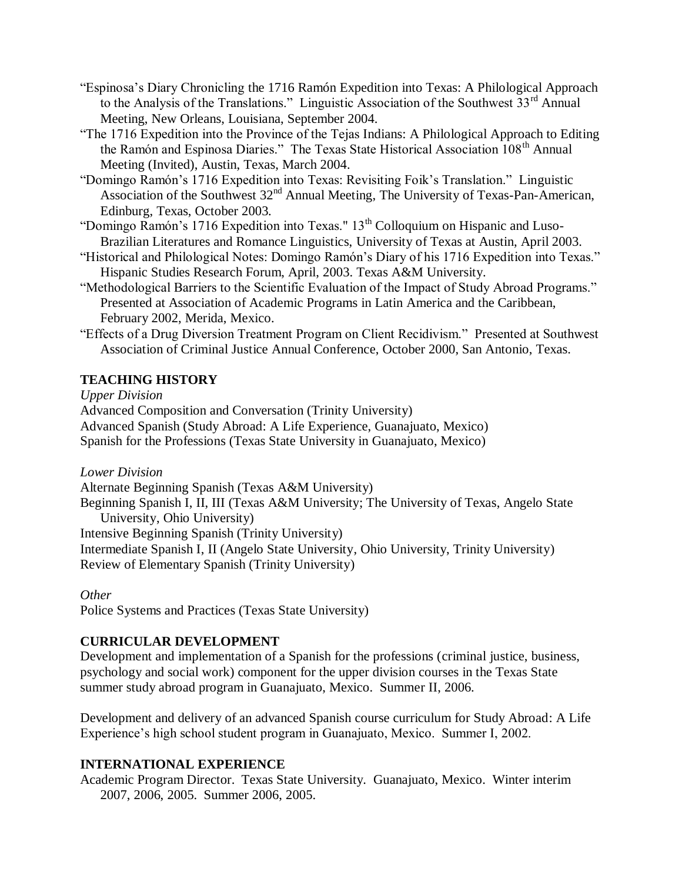"Espinosa's Diary Chronicling the 1716 Ramón Expedition into Texas: A Philological Approach to the Analysis of the Translations." Linguistic Association of the Southwest 33rd Annual Meeting, New Orleans, Louisiana, September 2004.

"The 1716 Expedition into the Province of the Tejas Indians: A Philological Approach to Editing the Ramón and Espinosa Diaries." The Texas State Historical Association 108th Annual Meeting (Invited), Austin, Texas, March 2004.

"Domingo Ramón's 1716 Expedition into Texas: Revisiting Foik's Translation." Linguistic Association of the Southwest 32nd Annual Meeting, The University of Texas-Pan-American, Edinburg, Texas, October 2003.

"Domingo Ramón's 1716 Expedition into Texas." 13th Colloquium on Hispanic and Luso-Brazilian Literatures and Romance Linguistics, University of Texas at Austin, April 2003.

"Historical and Philological Notes: Domingo Ramón's Diary of his 1716 Expedition into Texas." Hispanic Studies Research Forum, April, 2003. Texas A&M University.

"Methodological Barriers to the Scientific Evaluation of the Impact of Study Abroad Programs." Presented at Association of Academic Programs in Latin America and the Caribbean, February 2002, Merida, Mexico.

"Effects of a Drug Diversion Treatment Program on Client Recidivism." Presented at Southwest Association of Criminal Justice Annual Conference, October 2000, San Antonio, Texas.

## TEACHING HISTORY

*Upper Division*

Advanced Composition and Conversation (Trinity University)
Advanced Spanish (Study Abroad: A Life Experience, Guanajuato, Mexico)
Spanish for the Professions (Texas State University in Guanajuato, Mexico)

*Lower Division*

Alternate Beginning Spanish (Texas A&M University)
Beginning Spanish I, II, III (Texas A&M University; The University of Texas, Angelo State University, Ohio University)
Intensive Beginning Spanish (Trinity University)
Intermediate Spanish I, II (Angelo State University, Ohio University, Trinity University)
Review of Elementary Spanish (Trinity University)

*Other*

Police Systems and Practices (Texas State University)

## CURRICULAR DEVELOPMENT

Development and implementation of a Spanish for the professions (criminal justice, business, psychology and social work) component for the upper division courses in the Texas State summer study abroad program in Guanajuato, Mexico. Summer II, 2006.

Development and delivery of an advanced Spanish course curriculum for Study Abroad: A Life Experience's high school student program in Guanajuato, Mexico. Summer I, 2002.

## INTERNATIONAL EXPERIENCE

Academic Program Director. Texas State University. Guanajuato, Mexico. Winter interim 2007, 2006, 2005. Summer 2006, 2005.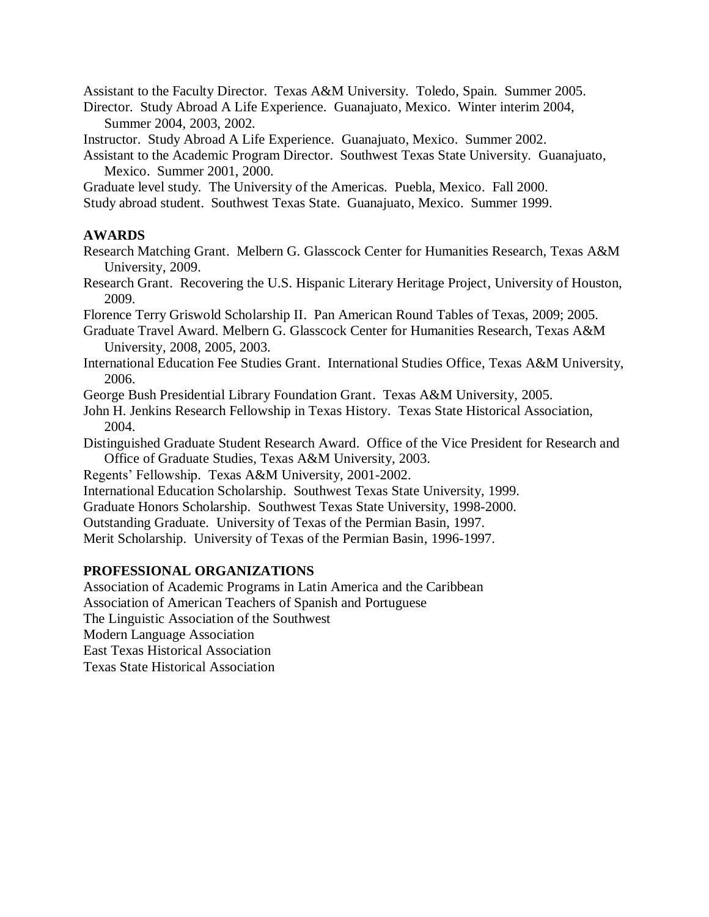Assistant to the Faculty Director. Texas A&M University. Toledo, Spain. Summer 2005.

Director. Study Abroad A Life Experience. Guanajuato, Mexico. Winter interim 2004, Summer 2004, 2003, 2002.

Instructor. Study Abroad A Life Experience. Guanajuato, Mexico. Summer 2002.

Assistant to the Academic Program Director. Southwest Texas State University. Guanajuato, Mexico. Summer 2001, 2000.

Graduate level study. The University of the Americas. Puebla, Mexico. Fall 2000.

Study abroad student. Southwest Texas State. Guanajuato, Mexico. Summer 1999.

## AWARDS

Research Matching Grant. Melbern G. Glasscock Center for Humanities Research, Texas A&M University, 2009.

Research Grant. Recovering the U.S. Hispanic Literary Heritage Project, University of Houston, 2009.

Florence Terry Griswold Scholarship II. Pan American Round Tables of Texas, 2009; 2005.

Graduate Travel Award. Melbern G. Glasscock Center for Humanities Research, Texas A&M University, 2008, 2005, 2003.

International Education Fee Studies Grant. International Studies Office, Texas A&M University, 2006.

George Bush Presidential Library Foundation Grant. Texas A&M University, 2005.

John H. Jenkins Research Fellowship in Texas History. Texas State Historical Association, 2004.

Distinguished Graduate Student Research Award. Office of the Vice President for Research and Office of Graduate Studies, Texas A&M University, 2003.

Regents' Fellowship. Texas A&M University, 2001-2002.

International Education Scholarship. Southwest Texas State University, 1999.

Graduate Honors Scholarship. Southwest Texas State University, 1998-2000.

Outstanding Graduate. University of Texas of the Permian Basin, 1997.

Merit Scholarship. University of Texas of the Permian Basin, 1996-1997.

## PROFESSIONAL ORGANIZATIONS

Association of Academic Programs in Latin America and the Caribbean

Association of American Teachers of Spanish and Portuguese

The Linguistic Association of the Southwest

Modern Language Association

East Texas Historical Association

Texas State Historical Association